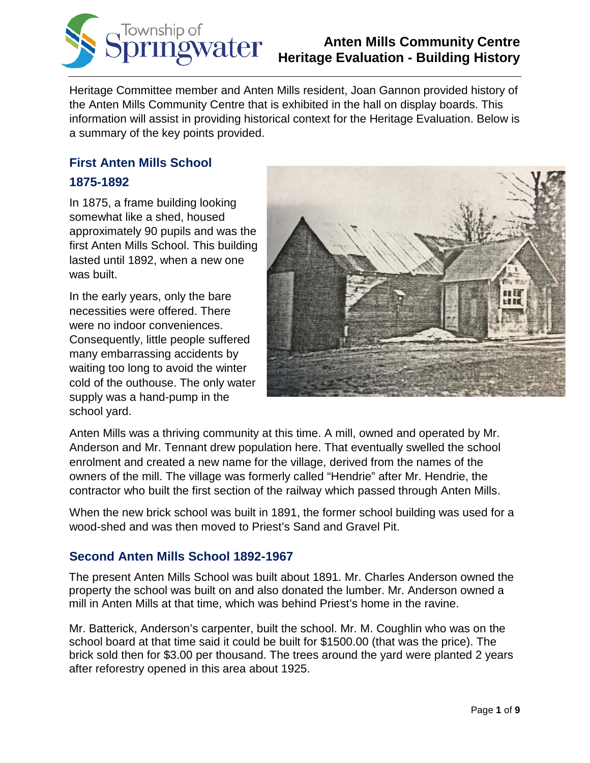# Anten Mills Community Centre Heritage Evaluation - Building History

Heritage Committee member and Anten Mills resident, Joan Gannon provided history of the Anten Mills Community Centre that is exhibited in the hall on display boards. This information will assist in providing historical context for the Heritage Evaluation. Below is a summary of the key points provided.

## First Anten Mills School

## 1875-1892

In 1875, a frame building looking somewhat like a shed, housed approximately 90 pupils and was the first Anten Mills School. This building lasted until 1892, when a new one was built.

In the early years, only the bare necessities were offered. There were no indoor conveniences. Consequently, little people suffered many embarrassing accidents by waiting too long to avoid the winter cold of the outhouse. The only water supply was a hand-pump in the school yard.

Anten Mills was a thriving community at this time. A mill, owned and operated by Mr. Anderson and Mr. Tennant drew population here. That eventually swelled the school enrolment and created a new name for the village, derived from the names of the owners of the mill. The village was formerly called "Hendrie" after Mr. Hendrie, the contractor who built the first section of the railway which passed through Anten Mills.

When the new brick school was built in 1891, the former school building was used for a wood-shed and was then moved to Priest's Sand and Gravel Pit.

## Second Anten Mills School 1892-1967

The present Anten Mills School was built about 1891. Mr. Charles Anderson owned the property the school was built on and also donated the lumber. Mr. Anderson owned a mill in Anten Mills at that time, which was behind Priest's home in the ravine.

Mr. Batterick, Anderson's carpenter, built the school. Mr. M. Coughlin who was on the school board at that time said it could be built for $1500.00 (that was the price). The brick sold then for $3.00 per thousand. The trees around the yard were planted 2 years after reforestry opened in this area about 1925.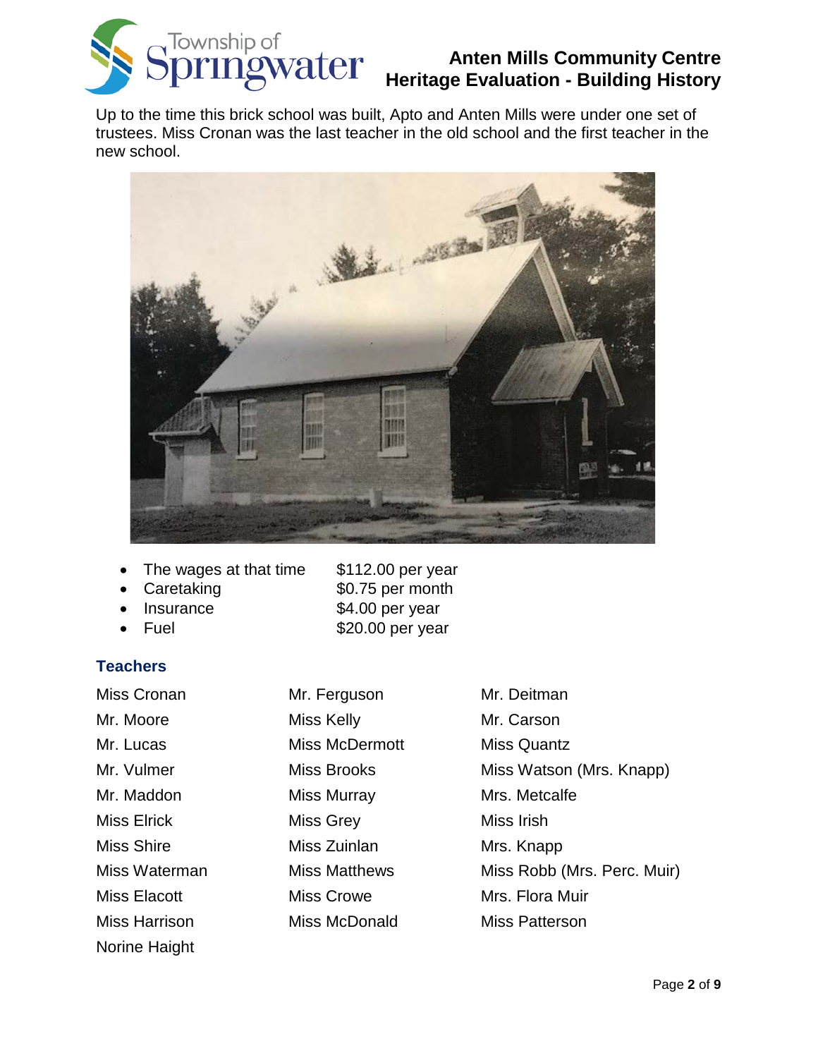Up to the time this brick school was built, Apto and Anten Mills were under one set of trustees. Miss Cronan was the last teacher in the old school and the first teacher in the new school.

- The wages at that time $112.00 per year
- Caretaking $0.75 per month
- Insurance $4.00 per year
- Fuel $20.00 per year

### Teachers

Miss Cronan
Mr. Moore
Mr. Lucas
Mr. Vulmer
Mr. Maddon
Miss Elrick
Miss Shire
Miss Waterman
Miss Elacott
Miss Harrison
Norine Haight
Mr. Ferguson
Miss Kelly
Miss McDermott
Miss Brooks
Miss Murray
Miss Grey
Miss Zuinlan
Miss Matthews
Miss Crowe
Miss McDonald
Mr. Deitman
Mr. Carson
Miss Quantz
Miss Watson (Mrs. Knapp)
Mrs. Metcalfe
Miss Irish
Mrs. Knapp
Miss Robb (Mrs. Perc. Muir)
Mrs. Flora Muir
Miss Patterson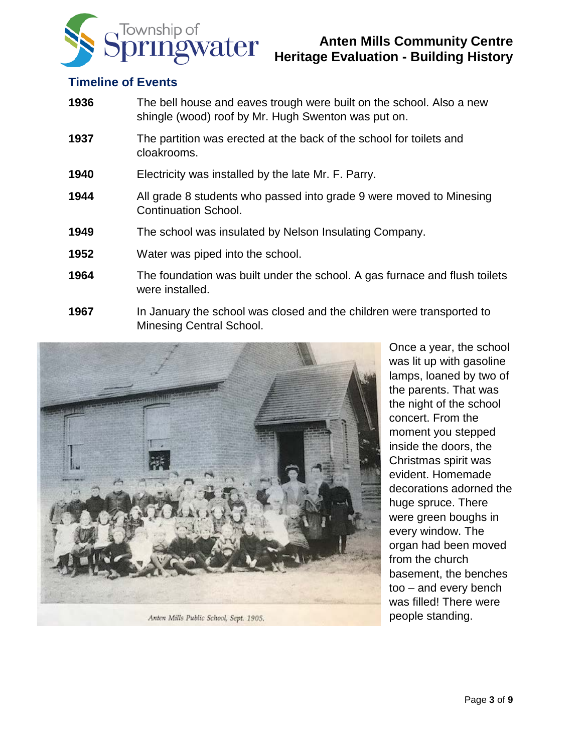## Timeline of Events

**1936** The bell house and eaves trough were built on the school. Also a new shingle (wood) roof by Mr. Hugh Swenton was put on.

**1937** The partition was erected at the back of the school for toilets and cloakrooms.

**1940** Electricity was installed by the late Mr. F. Parry.

**1944** All grade 8 students who passed into grade 9 were moved to Minesing Continuation School.

**1949** The school was insulated by Nelson Insulating Company.

**1952** Water was piped into the school.

**1964** The foundation was built under the school. A gas furnace and flush toilets were installed.

**1967** In January the school was closed and the children were transported to Minesing Central School.

*Anten Mills Public School, Sept. 1905.*

Once a year, the school was lit up with gasoline lamps, loaned by two of the parents. That was the night of the school concert. From the moment you stepped inside the doors, the Christmas spirit was evident. Homemade decorations adorned the huge spruce. There were green boughs in every window. The organ had been moved from the church basement, the benches too – and every bench was filled! There were people standing.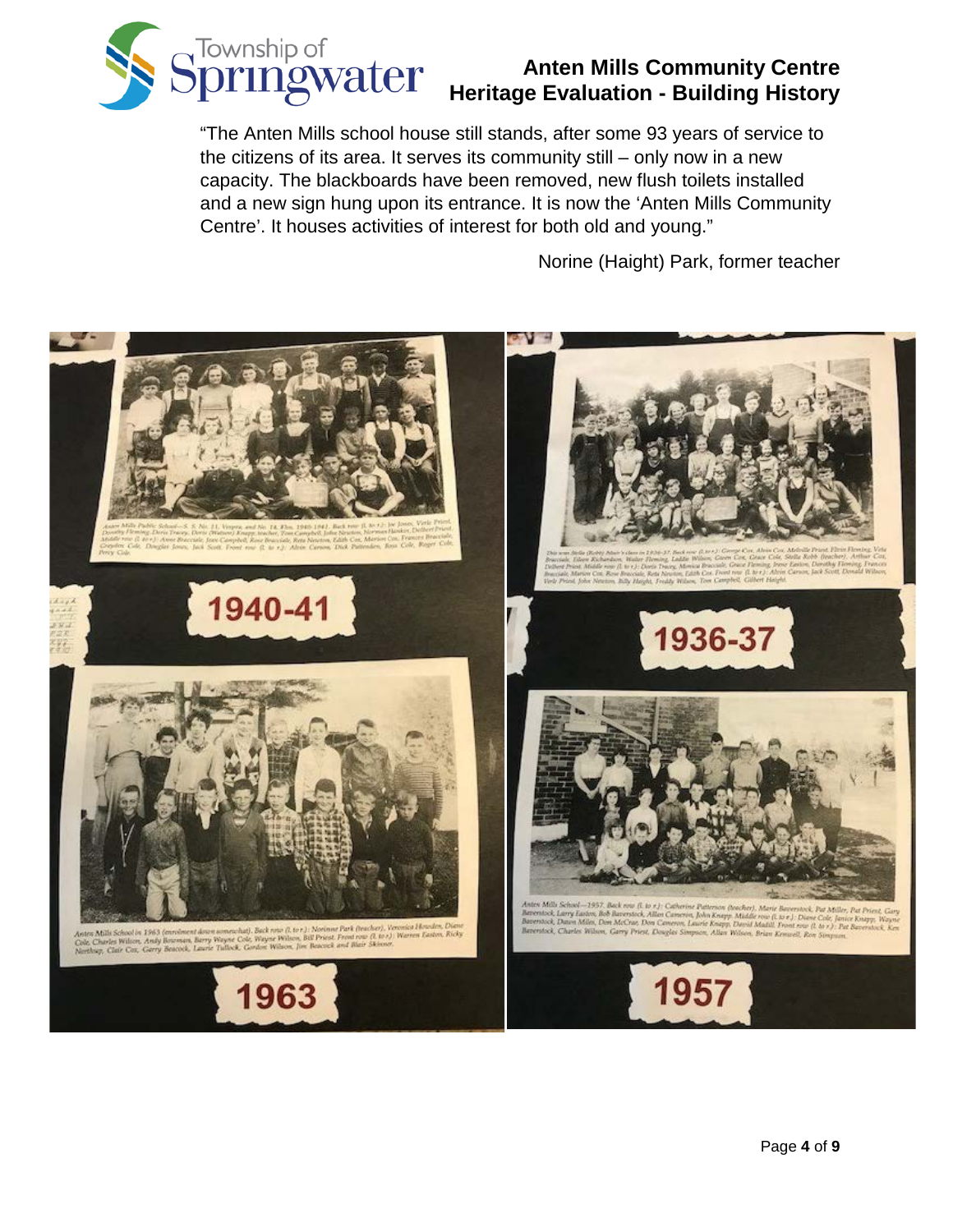"The Anten Mills school house still stands, after some 93 years of service to the citizens of its area. It serves its community still – only now in a new capacity. The blackboards have been removed, new flush toilets installed and a new sign hung upon its entrance. It is now the 'Anten Mills Community Centre'. It houses activities of interest for both old and young."

Norine (Haight) Park, former teacher

Anten Mills Public School—S. S. No. 11, Vespra and No. 14, Flos, 1940-1941. Back row (l. to r.): Joe Jones, Verle Priest, Dorothy Fleming, Doris Tracey, Doris (Watson) Knapp, teacher, Tom Campbell, John Newton, Norman Hankin, Delbert Priest. Middle row (l. to r.): Anne Bracciale, Jean Campbell, Rose Bracciale, Reta Newton, Edith Cox, Marion Cox, Frances Bracciale, Greyden Cole, Douglas Jones, Jack Scott. Front row (l. to r.): Alvin Carson, Dick Pattenden, Ross Cole, Roger Cole, Percy Cole.

1940-41

This was Stella (Robb) Muir's class in 1936-37. Back row (l. to r.): George Cox, Alvin Cox, Melville Priest, Elvin Fleming, Vera Bracciale, Eileen Richardson, Walter Fleming, Laddie Wilson, Gwen Cox, Grace Cole, Stella Robb (teacher), Arthur Cox, Delbert Priest. Middle row (l. to r.): Doris Tracey, Monica Bracciale, Grace Fleming, Irene Easton, Dorothy Fleming, Frances Bracciale, Marion Cox, Rose Bracciale, Reta Newton, Edith Cox. Front row (l. to r.): Alvin Carson, Jack Scott, Donald Wilson, Verle Priest, John Newton, Billy Haight, Freddy Wilson, Tom Campbell, Gilbert Haight.

1936-37

Anten Mills School in 1963 (enrolment down somewhat). Back row (l. to r.): Norinne Park (teacher), Veronica Howden, Diane Cole, Charles Wilson, Andy Bowman, Barry Wayne Cole, Wayne Wilson, Bill Priest. Front row (l. to r.): Warren Easton, Ricky Northop, Clair Cox, Garry Beacock, Laurie Tulloch, Gordon Wilson, Jim Beacock and Blair Skinner.

1963

Anten Mills School—1957. Back row (l. to r.): Catherine Patterson (teacher), Marie Baverstock, Pat Miller, Pat Priest, Gary Baverstock, Larry Easton, Bob Baverstock, Allan Cameron, John Knapp. Middle row (l. to r.): Diane Cole, Janice Knapp, Wayne Baverstock, Dawn Miles, Don McCrae, Don Cameron, Laurie Knapp, David Madill. Front row (l. to r.): Pat Baverstock, Ken Baverstock, Charles Wilson, Garry Priest, Douglas Simpson, Allan Wilson, Brian Kenwell, Ron Simpson.

1957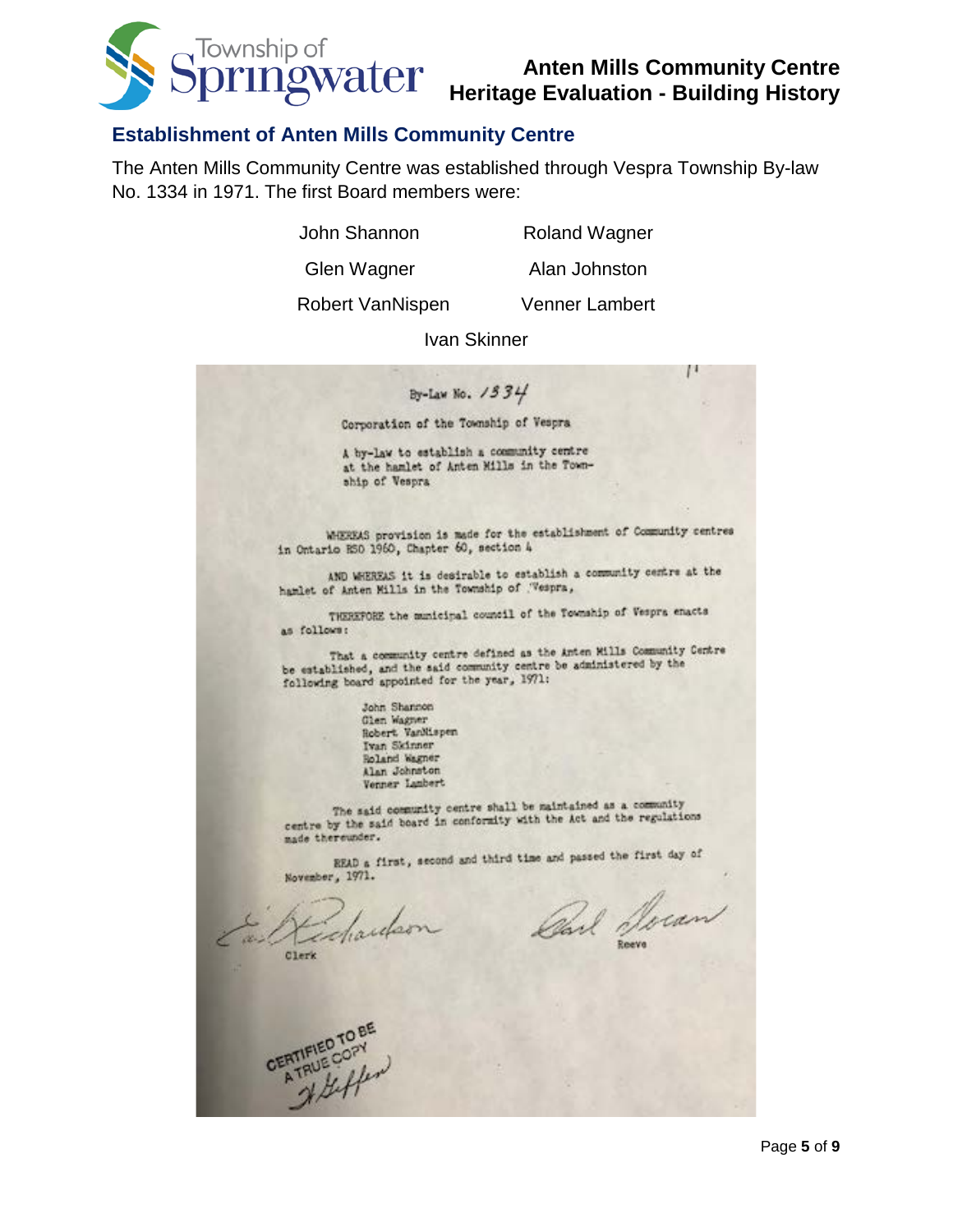## Establishment of Anten Mills Community Centre

The Anten Mills Community Centre was established through Vespra Township By-law No. 1334 in 1971. The first Board members were:

| | |
|---|---|
| John Shannon | Roland Wagner |
| Glen Wagner | Alan Johnston |
| Robert VanNispen | Venner Lambert |
| Ivan Skinner | |

By-Law No. 1334

Corporation of the Township of Vespra

A by-law to establish a community centre at the hamlet of Anten Mills in the Township of Vespra

WHEREAS provision is made for the establishment of Community centres in Ontario RSO 1960, Chapter 60, section 4

AND WHEREAS it is desirable to establish a community centre at the hamlet of Anten Mills in the Township of Vespra,

THEREFORE the municipal council of the Township of Vespra enacts as follows:

That a community centre defined as the Anten Mills Community Centre be established, and the said community centre be administered by the following board appointed for the year, 1971:

John Shannon
Glen Wagner
Robert VanNispen
Ivan Skinner
Roland Wagner
Alan Johnston
Venner Lambert

The said community centre shall be maintained as a community centre by the said board in conformity with the Act and the regulations made thereunder.

READ a first, second and third time and passed the first day of November, 1971.

Clerk

Reeve

CERTIFIED TO BE A TRUE COPY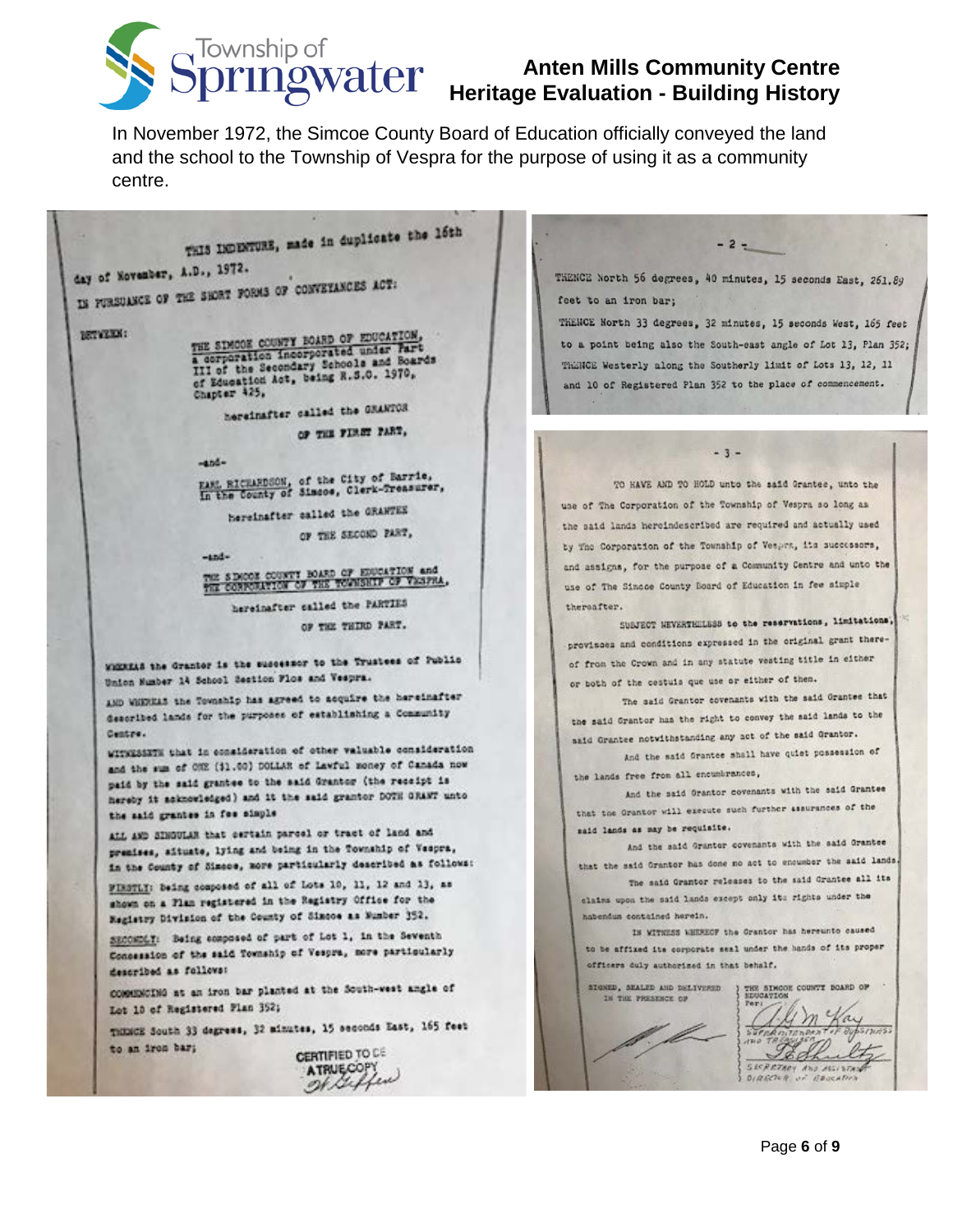In November 1972, the Simcoe County Board of Education officially conveyed the land and the school to the Township of Vespra for the purpose of using it as a community centre.

THIS INDENTURE, made in duplicate the 16th day of November, A.D., 1972.

IN PURSUANCE OF THE SHORT FORMS OF CONVEYANCES ACT:

BETWEEN:

THE SIMCOE COUNTY BOARD OF EDUCATION, a corporation incorporated under Part III of the Secondary Schools and Boards of Education Act, being R.S.O. 1970, Chapter 425,

hereinafter called the GRANTOR

OF THE FIRST PART,

-and-

EARL RICHARDSON, of the City of Barrie, In the County of Simcoe, Clerk-Treasurer,

hereinafter called the GRANTEE

OF THE SECOND PART,

-and-

THE SIMCOE COUNTY BOARD OF EDUCATION and THE CORPORATION OF THE TOWNSHIP OF VESPRA,

hereinafter called the PARTIES

OF THE THIRD PART.

WHEREAS the Grantor is the successor to the Trustees of Public Union Number 14 School Section Flos and Vespra.

AND WHEREAS the Township has agreed to acquire the hereinafter described lands for the purposes of establishing a Community Centre.

WITNESSETH that in consideration of other valuable consideration and the sum of ONE ($1.00) DOLLAR of Lawful money of Canada now paid by the said grantee to the said Grantor (the receipt is hereby it acknowledged) and it the said grantor DOTH GRANT unto the said grantee in fee simple

ALL AND SINGULAR that certain parcel or tract of land and premises, situate, lying and being in the Township of Vespra, in the County of Simcoe, more particularly described as follows:

FIRSTLY: Being composed of all of Lots 10, 11, 12 and 13, as shown on a Plan registered in the Registry Office for the Registry Division of the County of Simcoe as Number 352.

SECONDLY: Being composed of part of Lot 1, in the Seventh Concession of the said Township of Vespra, more particularly described as follows:

COMMENCING at an iron bar planted at the South-west angle of Lot 10 of Registered Plan 352;

THENCE South 33 degrees, 32 minutes, 15 seconds East, 165 feet to an iron bar;

CERTIFIED TO BE A TRUE COPY

- 2 -

THENCE North 56 degrees, 40 minutes, 15 seconds East, 261.89 feet to an iron bar;

THENCE North 33 degrees, 32 minutes, 15 seconds West, 165 feet to a point being also the South-east angle of Lot 13, Plan 352;

THENCE Westerly along the Southerly limit of Lots 13, 12, 11 and 10 of Registered Plan 352 to the place of commencement.

- 3 -

TO HAVE AND TO HOLD unto the said Grantee, unto the use of The Corporation of the Township of Vespra so long as the said lands hereindescribed are required and actually used by The Corporation of the Township of Vespra, its successors, and assigns, for the purpose of a Community Centre and unto the use of The Simcoe County Board of Education in fee simple thereafter.

SUBJECT NEVERTHELESS to the reservations, limitations, provisoes and conditions expressed in the original grant thereof from the Crown and in any statute vesting title in either or both of the cestuis que use or either of them.

The said Grantor covenants with the said Grantee that the said Grantor has the right to convey the said lands to the said Grantee notwithstanding any act of the said Grantor.

And the said Grantee shall have quiet possession of the lands free from all encumbrances,

And the said Grantor covenants with the said Grantee that the Grantor will execute such further assurances of the said lands as may be requisite.

And the said Grantor covenants with the said Grantee that the said Grantor has done no act to encumber the said lands.

The said Grantor releases to the said Grantee all its claims upon the said lands except only its rights under the habendum contained herein.

IN WITNESS WHEREOF the Grantor has hereunto caused to be affixed its corporate seal under the hands of its proper officers duly authorized in that behalf.

SIGNED, SEALED AND DELIVERED IN THE PRESENCE OF

THE SIMCOE COUNTY BOARD OF EDUCATION
Per:

SUPERINTENDENT OF BUSINESS AND TREASURER

SECRETARY AND ASSISTANT DIRECTOR OF EDUCATION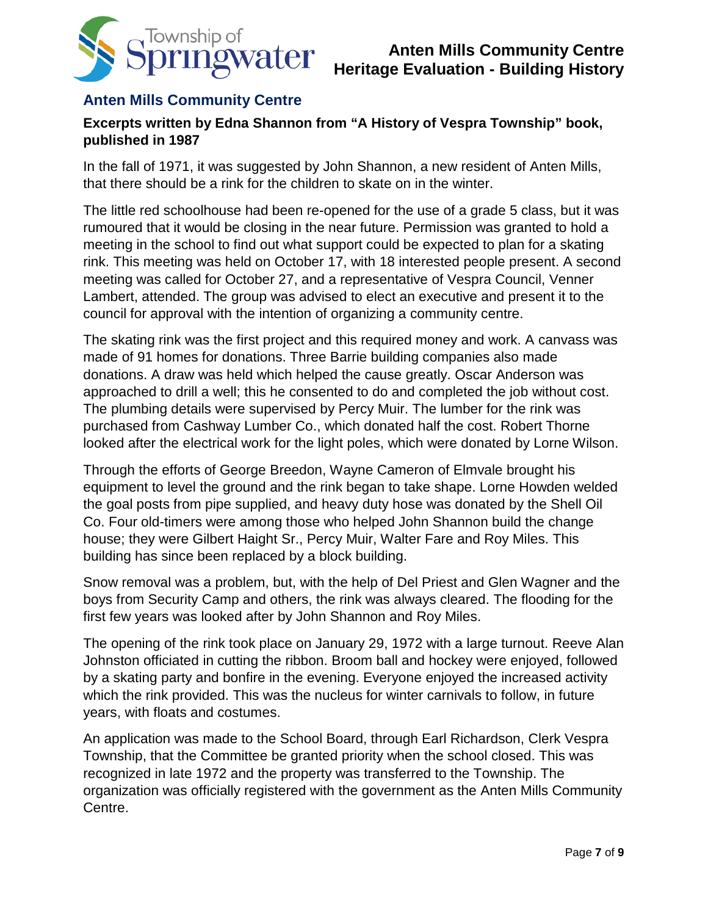## Anten Mills Community Centre

### Excerpts written by Edna Shannon from "A History of Vespra Township" book, published in 1987

In the fall of 1971, it was suggested by John Shannon, a new resident of Anten Mills, that there should be a rink for the children to skate on in the winter.

The little red schoolhouse had been re-opened for the use of a grade 5 class, but it was rumoured that it would be closing in the near future. Permission was granted to hold a meeting in the school to find out what support could be expected to plan for a skating rink. This meeting was held on October 17, with 18 interested people present. A second meeting was called for October 27, and a representative of Vespra Council, Venner Lambert, attended. The group was advised to elect an executive and present it to the council for approval with the intention of organizing a community centre.

The skating rink was the first project and this required money and work. A canvass was made of 91 homes for donations. Three Barrie building companies also made donations. A draw was held which helped the cause greatly. Oscar Anderson was approached to drill a well; this he consented to do and completed the job without cost. The plumbing details were supervised by Percy Muir. The lumber for the rink was purchased from Cashway Lumber Co., which donated half the cost. Robert Thorne looked after the electrical work for the light poles, which were donated by Lorne Wilson.

Through the efforts of George Breedon, Wayne Cameron of Elmvale brought his equipment to level the ground and the rink began to take shape. Lorne Howden welded the goal posts from pipe supplied, and heavy duty hose was donated by the Shell Oil Co. Four old-timers were among those who helped John Shannon build the change house; they were Gilbert Haight Sr., Percy Muir, Walter Fare and Roy Miles. This building has since been replaced by a block building.

Snow removal was a problem, but, with the help of Del Priest and Glen Wagner and the boys from Security Camp and others, the rink was always cleared. The flooding for the first few years was looked after by John Shannon and Roy Miles.

The opening of the rink took place on January 29, 1972 with a large turnout. Reeve Alan Johnston officiated in cutting the ribbon. Broom ball and hockey were enjoyed, followed by a skating party and bonfire in the evening. Everyone enjoyed the increased activity which the rink provided. This was the nucleus for winter carnivals to follow, in future years, with floats and costumes.

An application was made to the School Board, through Earl Richardson, Clerk Vespra Township, that the Committee be granted priority when the school closed. This was recognized in late 1972 and the property was transferred to the Township. The organization was officially registered with the government as the Anten Mills Community Centre.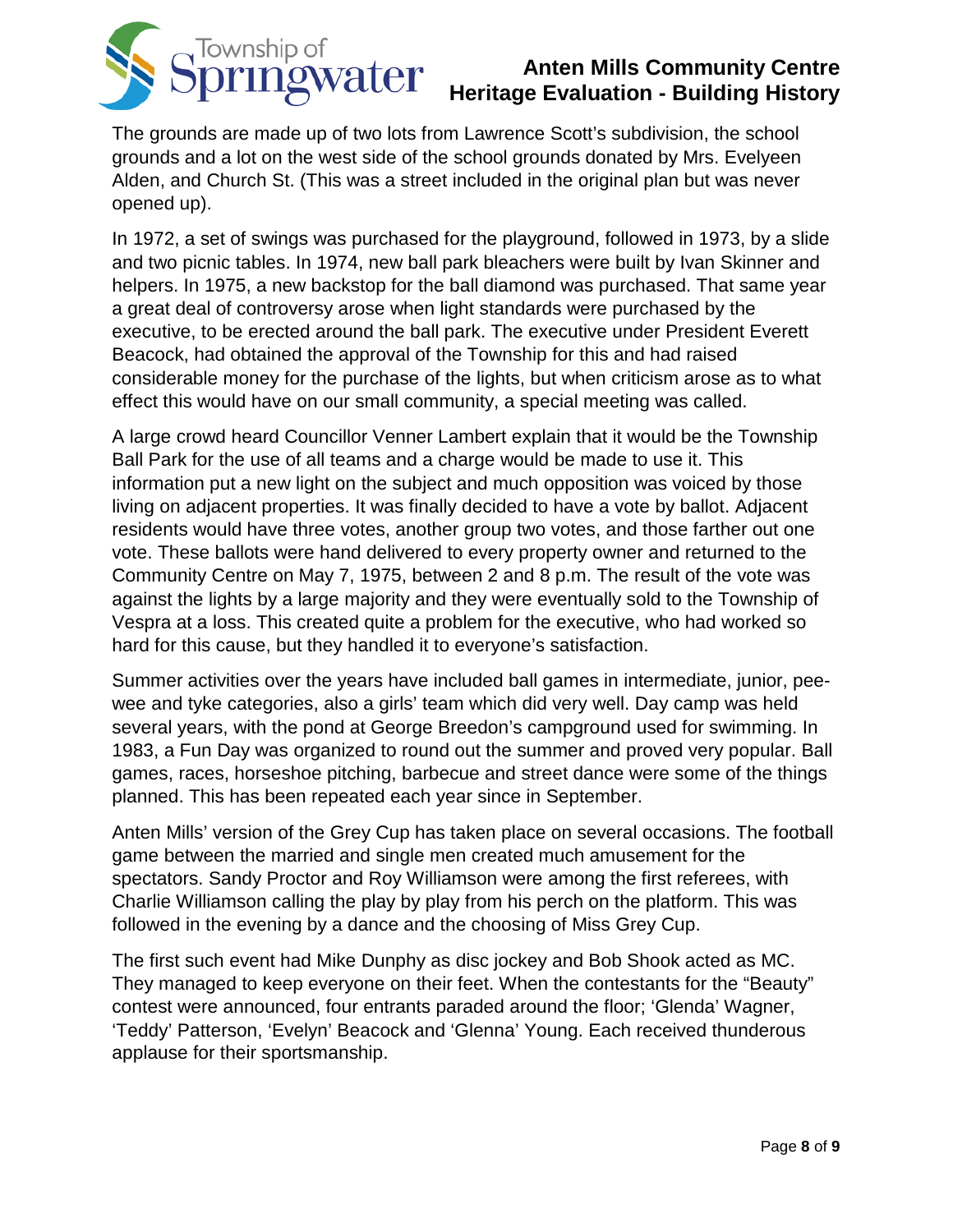The grounds are made up of two lots from Lawrence Scott's subdivision, the school grounds and a lot on the west side of the school grounds donated by Mrs. Evelyeen Alden, and Church St. (This was a street included in the original plan but was never opened up).

In 1972, a set of swings was purchased for the playground, followed in 1973, by a slide and two picnic tables. In 1974, new ball park bleachers were built by Ivan Skinner and helpers. In 1975, a new backstop for the ball diamond was purchased. That same year a great deal of controversy arose when light standards were purchased by the executive, to be erected around the ball park. The executive under President Everett Beacock, had obtained the approval of the Township for this and had raised considerable money for the purchase of the lights, but when criticism arose as to what effect this would have on our small community, a special meeting was called.

A large crowd heard Councillor Venner Lambert explain that it would be the Township Ball Park for the use of all teams and a charge would be made to use it. This information put a new light on the subject and much opposition was voiced by those living on adjacent properties. It was finally decided to have a vote by ballot. Adjacent residents would have three votes, another group two votes, and those farther out one vote. These ballots were hand delivered to every property owner and returned to the Community Centre on May 7, 1975, between 2 and 8 p.m. The result of the vote was against the lights by a large majority and they were eventually sold to the Township of Vespra at a loss. This created quite a problem for the executive, who had worked so hard for this cause, but they handled it to everyone's satisfaction.

Summer activities over the years have included ball games in intermediate, junior, pee-wee and tyke categories, also a girls' team which did very well. Day camp was held several years, with the pond at George Breedon's campground used for swimming. In 1983, a Fun Day was organized to round out the summer and proved very popular. Ball games, races, horseshoe pitching, barbecue and street dance were some of the things planned. This has been repeated each year since in September.

Anten Mills' version of the Grey Cup has taken place on several occasions. The football game between the married and single men created much amusement for the spectators. Sandy Proctor and Roy Williamson were among the first referees, with Charlie Williamson calling the play by play from his perch on the platform. This was followed in the evening by a dance and the choosing of Miss Grey Cup.

The first such event had Mike Dunphy as disc jockey and Bob Shook acted as MC. They managed to keep everyone on their feet. When the contestants for the "Beauty" contest were announced, four entrants paraded around the floor; 'Glenda' Wagner, 'Teddy' Patterson, 'Evelyn' Beacock and 'Glenna' Young. Each received thunderous applause for their sportsmanship.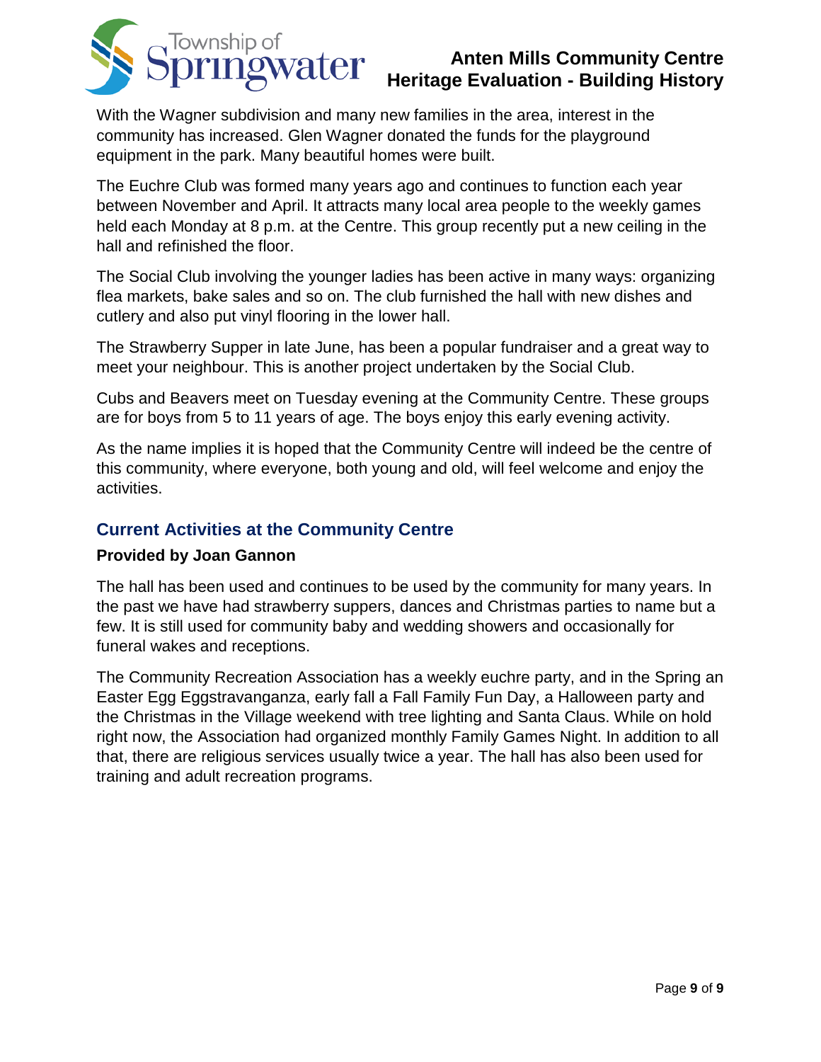With the Wagner subdivision and many new families in the area, interest in the community has increased. Glen Wagner donated the funds for the playground equipment in the park. Many beautiful homes were built.

The Euchre Club was formed many years ago and continues to function each year between November and April. It attracts many local area people to the weekly games held each Monday at 8 p.m. at the Centre. This group recently put a new ceiling in the hall and refinished the floor.

The Social Club involving the younger ladies has been active in many ways: organizing flea markets, bake sales and so on. The club furnished the hall with new dishes and cutlery and also put vinyl flooring in the lower hall.

The Strawberry Supper in late June, has been a popular fundraiser and a great way to meet your neighbour. This is another project undertaken by the Social Club.

Cubs and Beavers meet on Tuesday evening at the Community Centre. These groups are for boys from 5 to 11 years of age. The boys enjoy this early evening activity.

As the name implies it is hoped that the Community Centre will indeed be the centre of this community, where everyone, both young and old, will feel welcome and enjoy the activities.

## Current Activities at the Community Centre

**Provided by Joan Gannon**

The hall has been used and continues to be used by the community for many years. In the past we have had strawberry suppers, dances and Christmas parties to name but a few. It is still used for community baby and wedding showers and occasionally for funeral wakes and receptions.

The Community Recreation Association has a weekly euchre party, and in the Spring an Easter Egg Eggstravanganza, early fall a Fall Family Fun Day, a Halloween party and the Christmas in the Village weekend with tree lighting and Santa Claus. While on hold right now, the Association had organized monthly Family Games Night. In addition to all that, there are religious services usually twice a year. The hall has also been used for training and adult recreation programs.